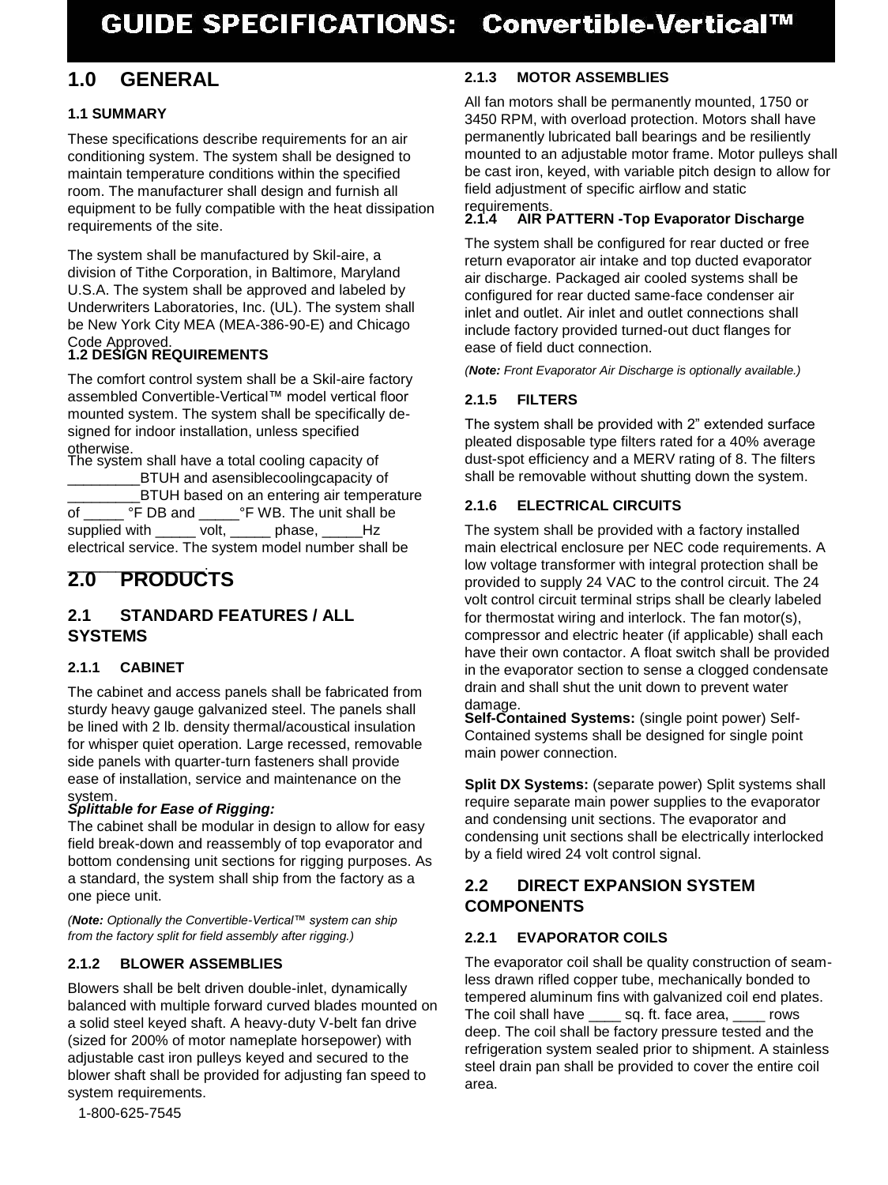# GUIDE SPECIFICATIONS: Convertible-Vertical™

## 1.0 GENERAL

### 1.1 SUMMARY

These specifications describe requirements for an air conditioning system. The system shall be designed to maintain temperature conditions within the specified room. The manufacturer shall design and furnish all equipment to be fully compatible with the heat dissipation requirements of the site.

The system shall be manufactured by Skil-aire, a division of Tithe Corporation, in Baltimore, Maryland U.S.A. The system shall be approved and labeled by Underwriters Laboratories, Inc. (UL). The system shall be New York City MEA (MEA-386-90-E) and Chicago Code Approved.

### 1.2 DESIGN REQUIREMENTS

The comfort control system shall be a Skil-aire factory assembled Convertible-Vertical™ model vertical floor mounted system. The system shall be specifically designed for indoor installation, unless specified otherwise.

The system shall have a total cooling capacity of _________BTUH and asensiblecoolingcapacity of _________BTUH based on an entering air temperature of _____ °F DB and _____°F WB. The unit shall be supplied with _____ volt, _____ phase, _____Hz electrical service. The system model number shall be _______________.

## 2.0 PRODUCTS

### 2.1 STANDARD FEATURES / ALL SYSTEMS

#### 2.1.1 CABINET

The cabinet and access panels shall be fabricated from sturdy heavy gauge galvanized steel. The panels shall be lined with 2 lb. density thermal/acoustical insulation for whisper quiet operation. Large recessed, removable side panels with quarter-turn fasteners shall provide ease of installation, service and maintenance on the system.

***Splittable for Ease of Rigging:***
The cabinet shall be modular in design to allow for easy field break-down and reassembly of top evaporator and bottom condensing unit sections for rigging purposes. As a standard, the system shall ship from the factory as a one piece unit.

*(**Note:** Optionally the Convertible-Vertical™ system can ship from the factory split for field assembly after rigging.)*

#### 2.1.2 BLOWER ASSEMBLIES

Blowers shall be belt driven double-inlet, dynamically balanced with multiple forward curved blades mounted on a solid steel keyed shaft. A heavy-duty V-belt fan drive (sized for 200% of motor nameplate horsepower) with adjustable cast iron pulleys keyed and secured to the blower shaft shall be provided for adjusting fan speed to system requirements.

#### 2.1.3 MOTOR ASSEMBLIES

All fan motors shall be permanently mounted, 1750 or 3450 RPM, with overload protection. Motors shall have permanently lubricated ball bearings and be resiliently mounted to an adjustable motor frame. Motor pulleys shall be cast iron, keyed, with variable pitch design to allow for field adjustment of specific airflow and static requirements.

#### 2.1.4 AIR PATTERN -Top Evaporator Discharge

The system shall be configured for rear ducted or free return evaporator air intake and top ducted evaporator air discharge. Packaged air cooled systems shall be configured for rear ducted same-face condenser air inlet and outlet. Air inlet and outlet connections shall include factory provided turned-out duct flanges for ease of field duct connection.

*(**Note:** Front Evaporator Air Discharge is optionally available.)*

#### 2.1.5 FILTERS

The system shall be provided with 2” extended surface pleated disposable type filters rated for a 40% average dust-spot efficiency and a MERV rating of 8. The filters shall be removable without shutting down the system.

#### 2.1.6 ELECTRICAL CIRCUITS

The system shall be provided with a factory installed main electrical enclosure per NEC code requirements. A low voltage transformer with integral protection shall be provided to supply 24 VAC to the control circuit. The 24 volt control circuit terminal strips shall be clearly labeled for thermostat wiring and interlock. The fan motor(s), compressor and electric heater (if applicable) shall each have their own contactor. A float switch shall be provided in the evaporator section to sense a clogged condensate drain and shall shut the unit down to prevent water damage.

**Self-Contained Systems:** (single point power) Self-Contained systems shall be designed for single point main power connection.

**Split DX Systems:** (separate power) Split systems shall require separate main power supplies to the evaporator and condensing unit sections. The evaporator and condensing unit sections shall be electrically interlocked by a field wired 24 volt control signal.

### 2.2 DIRECT EXPANSION SYSTEM COMPONENTS

#### 2.2.1 EVAPORATOR COILS

The evaporator coil shall be quality construction of seamless drawn rifled copper tube, mechanically bonded to tempered aluminum fins with galvanized coil end plates. The coil shall have ____ sq. ft. face area, ____ rows deep. The coil shall be factory pressure tested and the refrigeration system sealed prior to shipment. A stainless steel drain pan shall be provided to cover the entire coil area.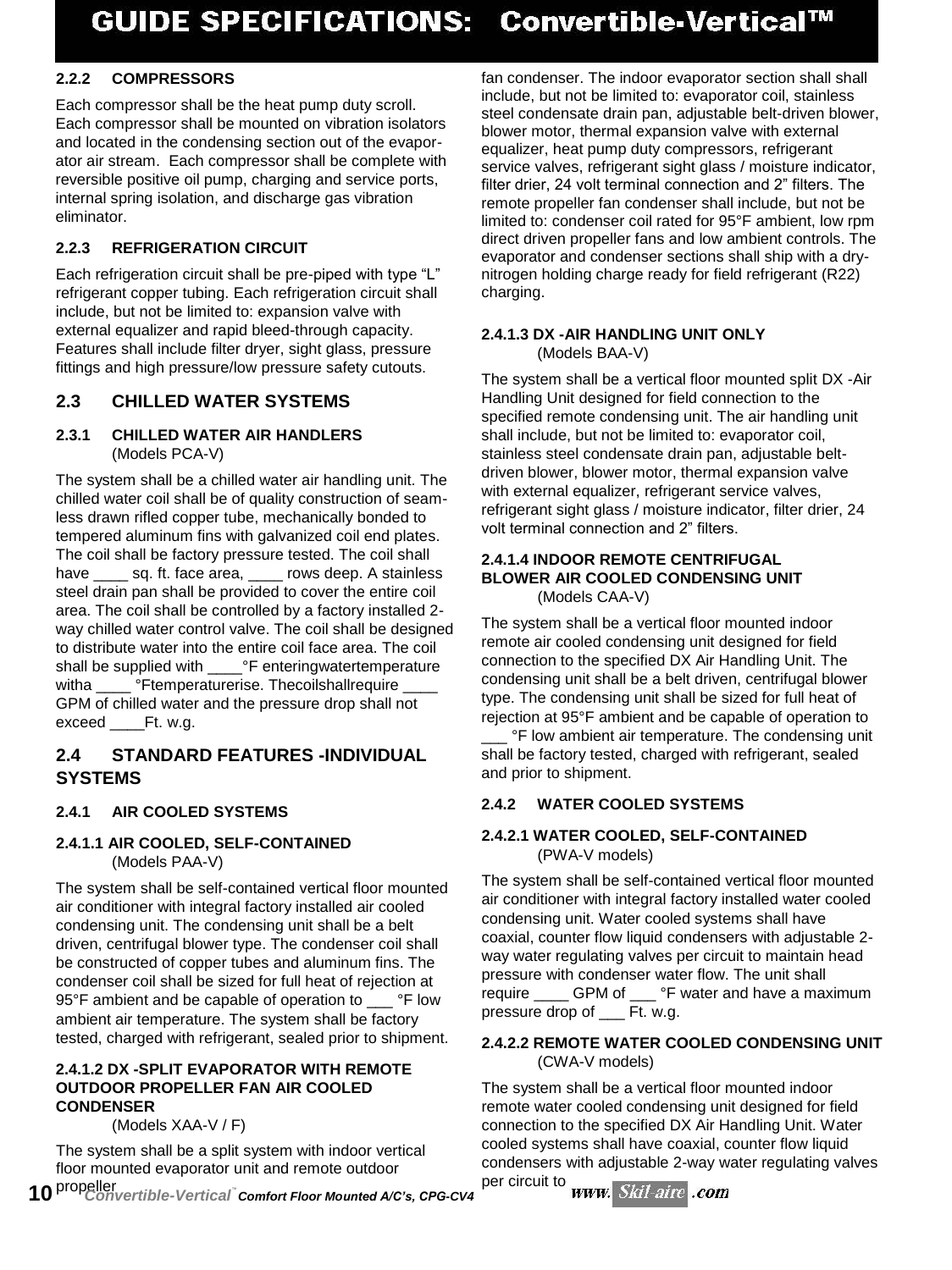### 2.2.2 COMPRESSORS

Each compressor shall be the heat pump duty scroll. Each compressor shall be mounted on vibration isolators and located in the condensing section out of the evaporator air stream. Each compressor shall be complete with reversible positive oil pump, charging and service ports, internal spring isolation, and discharge gas vibration eliminator.

### 2.2.3 REFRIGERATION CIRCUIT

Each refrigeration circuit shall be pre-piped with type "L" refrigerant copper tubing. Each refrigeration circuit shall include, but not be limited to: expansion valve with external equalizer and rapid bleed-through capacity. Features shall include filter dryer, sight glass, pressure fittings and high pressure/low pressure safety cutouts.

## 2.3 CHILLED WATER SYSTEMS

### 2.3.1 CHILLED WATER AIR HANDLERS
(Models PCA-V)

The system shall be a chilled water air handling unit. The chilled water coil shall be of quality construction of seamless drawn rifled copper tube, mechanically bonded to tempered aluminum fins with galvanized coil end plates. The coil shall be factory pressure tested. The coil shall have ____ sq. ft. face area, ____ rows deep. A stainless steel drain pan shall be provided to cover the entire coil area. The coil shall be controlled by a factory installed 2-way chilled water control valve. The coil shall be designed to distribute water into the entire coil face area. The coil shall be supplied with ____°F enteringwatertemperature witha ____ °Ftemperaturerise. Thecoilshallrequire ____ GPM of chilled water and the pressure drop shall not exceed ____Ft. w.g.

## 2.4 STANDARD FEATURES -INDIVIDUAL SYSTEMS

### 2.4.1 AIR COOLED SYSTEMS

#### 2.4.1.1 AIR COOLED, SELF-CONTAINED
(Models PAA-V)

The system shall be self-contained vertical floor mounted air conditioner with integral factory installed air cooled condensing unit. The condensing unit shall be a belt driven, centrifugal blower type. The condenser coil shall be constructed of copper tubes and aluminum fins. The condenser coil shall be sized for full heat of rejection at 95°F ambient and be capable of operation to ___ °F low ambient air temperature. The system shall be factory tested, charged with refrigerant, sealed prior to shipment.

#### 2.4.1.2 DX -SPLIT EVAPORATOR WITH REMOTE OUTDOOR PROPELLER FAN AIR COOLED CONDENSER
(Models XAA-V / F)

The system shall be a split system with indoor vertical floor mounted evaporator unit and remote outdoor propeller fan condenser. The indoor evaporator section shall shall include, but not be limited to: evaporator coil, stainless steel condensate drain pan, adjustable belt-driven blower, blower motor, thermal expansion valve with external equalizer, heat pump duty compressors, refrigerant service valves, refrigerant sight glass / moisture indicator, filter drier, 24 volt terminal connection and 2" filters. The remote propeller fan condenser shall include, but not be limited to: condenser coil rated for 95°F ambient, low rpm direct driven propeller fans and low ambient controls. The evaporator and condenser sections shall ship with a dry-nitrogen holding charge ready for field refrigerant (R22) charging.

#### 2.4.1.3 DX -AIR HANDLING UNIT ONLY
(Models BAA-V)

The system shall be a vertical floor mounted split DX -Air Handling Unit designed for field connection to the specified remote condensing unit. The air handling unit shall include, but not be limited to: evaporator coil, stainless steel condensate drain pan, adjustable belt-driven blower, blower motor, thermal expansion valve with external equalizer, refrigerant service valves, refrigerant sight glass / moisture indicator, filter drier, 24 volt terminal connection and 2" filters.

#### 2.4.1.4 INDOOR REMOTE CENTRIFUGAL BLOWER AIR COOLED CONDENSING UNIT
(Models CAA-V)

The system shall be a vertical floor mounted indoor remote air cooled condensing unit designed for field connection to the specified DX Air Handling Unit. The condensing unit shall be a belt driven, centrifugal blower type. The condensing unit shall be sized for full heat of rejection at 95°F ambient and be capable of operation to ___ °F low ambient air temperature. The condensing unit shall be factory tested, charged with refrigerant, sealed and prior to shipment.

### 2.4.2 WATER COOLED SYSTEMS

#### 2.4.2.1 WATER COOLED, SELF-CONTAINED
(PWA-V models)

The system shall be self-contained vertical floor mounted air conditioner with integral factory installed water cooled condensing unit. Water cooled systems shall have coaxial, counter flow liquid condensers with adjustable 2-way water regulating valves per circuit to maintain head pressure with condenser water flow. The unit shall require ____ GPM of ___ °F water and have a maximum pressure drop of ___ Ft. w.g.

#### 2.4.2.2 REMOTE WATER COOLED CONDENSING UNIT
(CWA-V models)

The system shall be a vertical floor mounted indoor remote water cooled condensing unit designed for field connection to the specified DX Air Handling Unit. Water cooled systems shall have coaxial, counter flow liquid condensers with adjustable 2-way water regulating valves per circuit to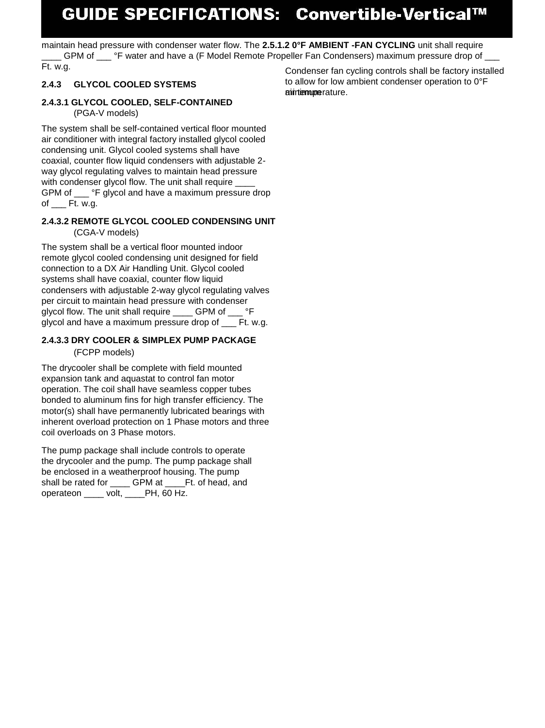maintain head pressure with condenser water flow. The **2.5.1.2 0°F AMBIENT -FAN CYCLING** unit shall require ____ GPM of ___ °F water and have a (F Model Remote Propeller Fan Condensers) maximum pressure drop of ___ Ft. w.g.

Condenser fan cycling controls shall be factory installed to allow for low ambient condenser operation to 0°F minimum air temperature.

### 2.4.3 GLYCOL COOLED SYSTEMS

#### 2.4.3.1 GLYCOL COOLED, SELF-CONTAINED

(PGA-V models)

The system shall be self-contained vertical floor mounted air conditioner with integral factory installed glycol cooled condensing unit. Glycol cooled systems shall have coaxial, counter flow liquid condensers with adjustable 2-way glycol regulating valves to maintain head pressure with condenser glycol flow. The unit shall require ____ GPM of ___ °F glycol and have a maximum pressure drop of ___ Ft. w.g.

#### 2.4.3.2 REMOTE GLYCOL COOLED CONDENSING UNIT

(CGA-V models)

The system shall be a vertical floor mounted indoor remote glycol cooled condensing unit designed for field connection to a DX Air Handling Unit. Glycol cooled systems shall have coaxial, counter flow liquid condensers with adjustable 2-way glycol regulating valves per circuit to maintain head pressure with condenser glycol flow. The unit shall require ____ GPM of ___ °F glycol and have a maximum pressure drop of ___ Ft. w.g.

#### 2.4.3.3 DRY COOLER & SIMPLEX PUMP PACKAGE

(FCPP models)

The drycooler shall be complete with field mounted expansion tank and aquastat to control fan motor operation. The coil shall have seamless copper tubes bonded to aluminum fins for high transfer efficiency. The motor(s) shall have permanently lubricated bearings with inherent overload protection on 1 Phase motors and three coil overloads on 3 Phase motors.

The pump package shall include controls to operate the drycooler and the pump. The pump package shall be enclosed in a weatherproof housing. The pump shall be rated for ____ GPM at ____Ft. of head, and operateon ____ volt, ____PH, 60 Hz.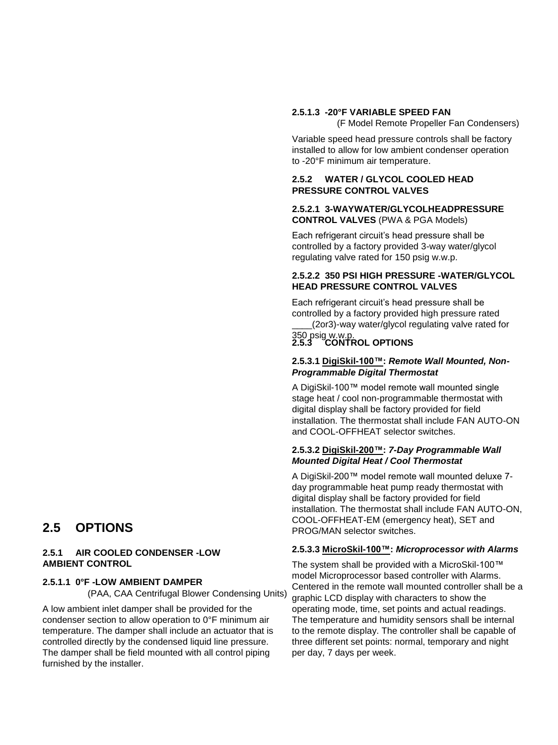## 2.5 OPTIONS

### 2.5.1 AIR COOLED CONDENSER -LOW AMBIENT CONTROL

#### 2.5.1.1 0°F -LOW AMBIENT DAMPER

(PAA, CAA Centrifugal Blower Condensing Units)

A low ambient inlet damper shall be provided for the condenser section to allow operation to 0°F minimum air temperature. The damper shall include an actuator that is controlled directly by the condensed liquid line pressure. The damper shall be field mounted with all control piping furnished by the installer.

#### 2.5.1.3 -20°F VARIABLE SPEED FAN

(F Model Remote Propeller Fan Condensers)

Variable speed head pressure controls shall be factory installed to allow for low ambient condenser operation to -20°F minimum air temperature.

### 2.5.2 WATER / GLYCOL COOLED HEAD PRESSURE CONTROL VALVES

#### 2.5.2.1 3-WAYWATER/GLYCOLHEADPRESSURE CONTROL VALVES (PWA & PGA Models)

Each refrigerant circuit's head pressure shall be controlled by a factory provided 3-way water/glycol regulating valve rated for 150 psig w.w.p.

#### 2.5.2.2 350 PSI HIGH PRESSURE -WATER/GLYCOL HEAD PRESSURE CONTROL VALVES

Each refrigerant circuit's head pressure shall be controlled by a factory provided high pressure rated ____(2or3)-way water/glycol regulating valve rated for 350 psig w.w.p.

### 2.5.3 CONTROL OPTIONS

#### 2.5.3.1 DigiSkil-100™: *Remote Wall Mounted, Non-Programmable Digital Thermostat*

A DigiSkil-100™ model remote wall mounted single stage heat / cool non-programmable thermostat with digital display shall be factory provided for field installation. The thermostat shall include FAN AUTO-ON and COOL-OFFHEAT selector switches.

#### 2.5.3.2 DigiSkil-200™: *7-Day Programmable Wall Mounted Digital Heat / Cool Thermostat*

A DigiSkil-200™ model remote wall mounted deluxe 7-day programmable heat pump ready thermostat with digital display shall be factory provided for field installation. The thermostat shall include FAN AUTO-ON, COOL-OFFHEAT-EM (emergency heat), SET and PROG/MAN selector switches.

#### 2.5.3.3 MicroSkil-100™: *Microprocessor with Alarms*

The system shall be provided with a MicroSkil-100™ model Microprocessor based controller with Alarms. Centered in the remote wall mounted controller shall be a graphic LCD display with characters to show the operating mode, time, set points and actual readings. The temperature and humidity sensors shall be internal to the remote display. The controller shall be capable of three different set points: normal, temporary and night per day, 7 days per week.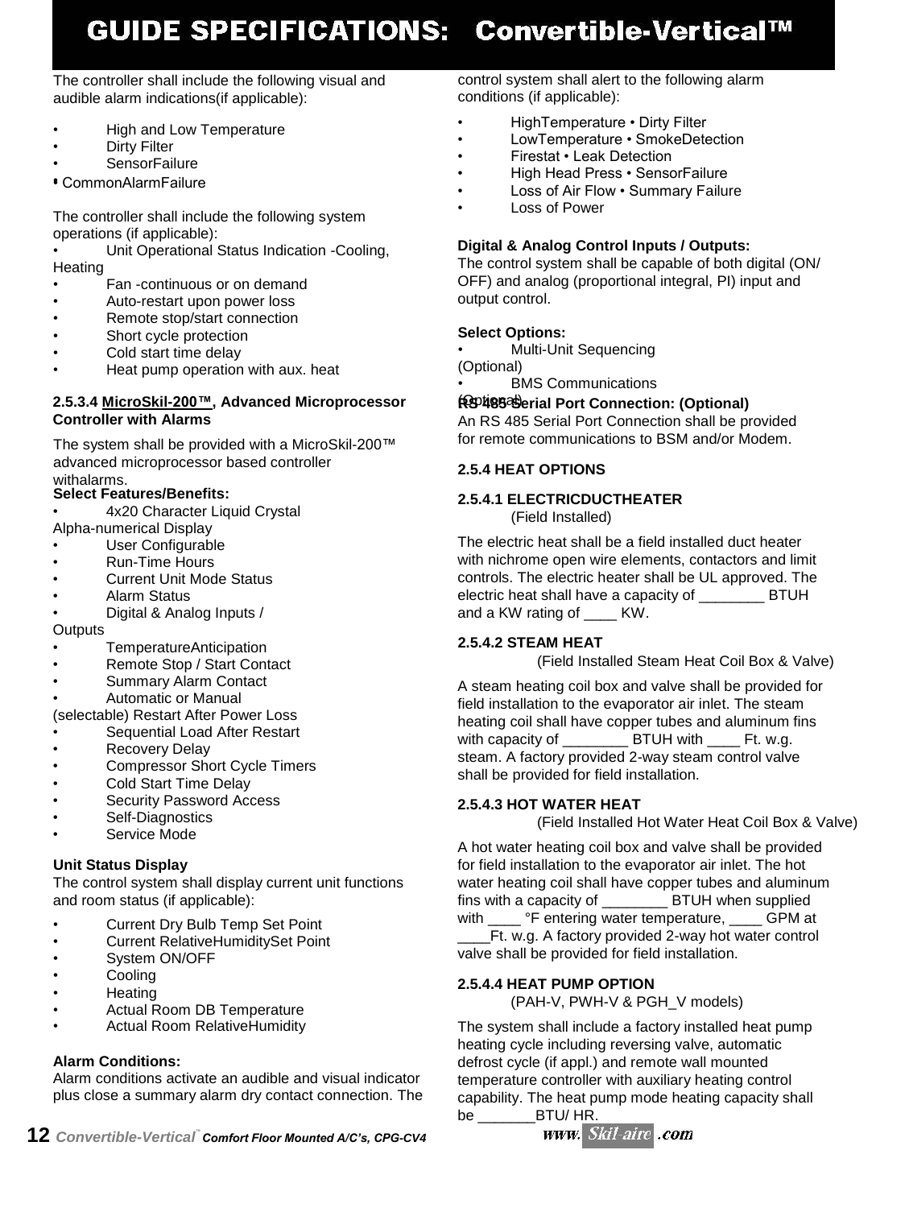# GUIDE SPECIFICATIONS: Convertible-Vertical™

The controller shall include the following visual and audible alarm indications(if applicable):

- High and Low Temperature
- Dirty Filter
- SensorFailure
- CommonAlarmFailure

The controller shall include the following system operations (if applicable):

- Unit Operational Status Indication -Cooling, Heating
- Fan -continuous or on demand
- Auto-restart upon power loss
- Remote stop/start connection
- Short cycle protection
- Cold start time delay
- Heat pump operation with aux. heat

**2.5.3.4 MicroSkil-200™, Advanced Microprocessor Controller with Alarms**

The system shall be provided with a MicroSkil-200™ advanced microprocessor based controller withalarms.

**Select Features/Benefits:**

- 4x20 Character Liquid Crystal Alpha-numerical Display
- User Configurable
- Run-Time Hours
- Current Unit Mode Status
- Alarm Status
- Digital & Analog Inputs / Outputs
- TemperatureAnticipation
- Remote Stop / Start Contact
- Summary Alarm Contact
- Automatic or Manual (selectable) Restart After Power Loss
- Sequential Load After Restart
- Recovery Delay
- Compressor Short Cycle Timers
- Cold Start Time Delay
- Security Password Access
- Self-Diagnostics
- Service Mode

**Unit Status Display**
The control system shall display current unit functions and room status (if applicable):

- Current Dry Bulb Temp Set Point
- Current RelativeHumiditySet Point
- System ON/OFF
- Cooling
- Heating
- Actual Room DB Temperature
- Actual Room RelativeHumidity

**Alarm Conditions:**
Alarm conditions activate an audible and visual indicator plus close a summary alarm dry contact connection. The control system shall alert to the following alarm conditions (if applicable):

- HighTemperature • Dirty Filter
- LowTemperature • SmokeDetection
- Firestat • Leak Detection
- High Head Press • SensorFailure
- Loss of Air Flow • Summary Failure
- Loss of Power

**Digital & Analog Control Inputs / Outputs:**
The control system shall be capable of both digital (ON/OFF) and analog (proportional integral, PI) input and output control.

**Select Options:**

- Multi-Unit Sequencing (Optional)
- BMS Communications (Optional)

**RS 485 Serial Port Connection: (Optional)**
An RS 485 Serial Port Connection shall be provided for remote communications to BSM and/or Modem.

**2.5.4 HEAT OPTIONS**

**2.5.4.1 ELECTRICDUCTHEATER**
(Field Installed)

The electric heat shall be a field installed duct heater with nichrome open wire elements, contactors and limit controls. The electric heater shall be UL approved. The electric heat shall have a capacity of ________ BTUH and a KW rating of ____ KW.

**2.5.4.2 STEAM HEAT**
(Field Installed Steam Heat Coil Box & Valve)

A steam heating coil box and valve shall be provided for field installation to the evaporator air inlet. The steam heating coil shall have copper tubes and aluminum fins with capacity of ________ BTUH with ____ Ft. w.g. steam. A factory provided 2-way steam control valve shall be provided for field installation.

**2.5.4.3 HOT WATER HEAT**
(Field Installed Hot Water Heat Coil Box & Valve)

A hot water heating coil box and valve shall be provided for field installation to the evaporator air inlet. The hot water heating coil shall have copper tubes and aluminum fins with a capacity of ________ BTUH when supplied with ____ °F entering water temperature, ____ GPM at ____Ft. w.g. A factory provided 2-way hot water control valve shall be provided for field installation.

**2.5.4.4 HEAT PUMP OPTION**
(PAH-V, PWH-V & PGH_V models)

The system shall include a factory installed heat pump heating cycle including reversing valve, automatic defrost cycle (if appl.) and remote wall mounted temperature controller with auxiliary heating control capability. The heat pump mode heating capacity shall be _______BTU/ HR.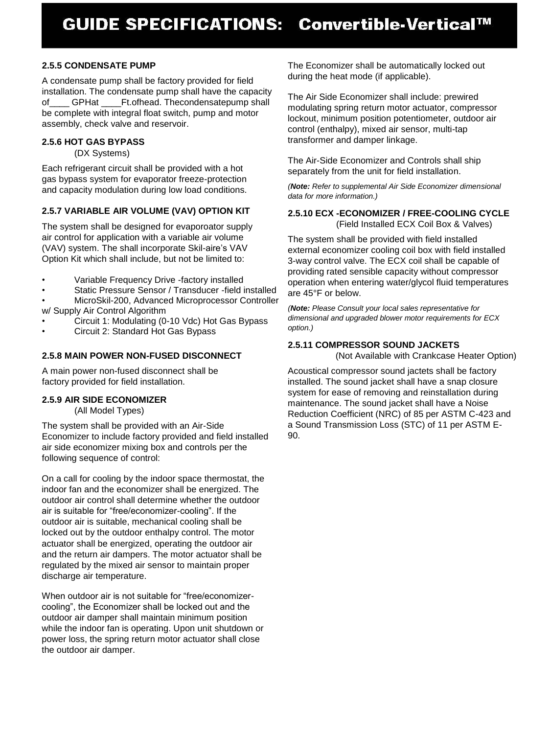# GUIDE SPECIFICATIONS: Convertible-Vertical™

### 2.5.5 CONDENSATE PUMP

A condensate pump shall be factory provided for field installation. The condensate pump shall have the capacity of____ GPHat ____Ft.ofhead. Thecondensatepump shall be complete with integral float switch, pump and motor assembly, check valve and reservoir.

### 2.5.6 HOT GAS BYPASS

(DX Systems)

Each refrigerant circuit shall be provided with a hot gas bypass system for evaporator freeze-protection and capacity modulation during low load conditions.

### 2.5.7 VARIABLE AIR VOLUME (VAV) OPTION KIT

The system shall be designed for evaporoator supply air control for application with a variable air volume (VAV) system. The shall incorporate Skil-aire's VAV Option Kit which shall include, but not be limited to:

- Variable Frequency Drive -factory installed
- Static Pressure Sensor / Transducer -field installed
- MicroSkil-200, Advanced Microprocessor Controller w/ Supply Air Control Algorithm
- Circuit 1: Modulating (0-10 Vdc) Hot Gas Bypass
- Circuit 2: Standard Hot Gas Bypass

### 2.5.8 MAIN POWER NON-FUSED DISCONNECT

A main power non-fused disconnect shall be factory provided for field installation.

### 2.5.9 AIR SIDE ECONOMIZER

(All Model Types)

The system shall be provided with an Air-Side Economizer to include factory provided and field installed air side economizer mixing box and controls per the following sequence of control:

On a call for cooling by the indoor space thermostat, the indoor fan and the economizer shall be energized. The outdoor air control shall determine whether the outdoor air is suitable for "free/economizer-cooling". If the outdoor air is suitable, mechanical cooling shall be locked out by the outdoor enthalpy control. The motor actuator shall be energized, operating the outdoor air and the return air dampers. The motor actuator shall be regulated by the mixed air sensor to maintain proper discharge air temperature.

When outdoor air is not suitable for "free/economizer-cooling", the Economizer shall be locked out and the outdoor air damper shall maintain minimum position while the indoor fan is operating. Upon unit shutdown or power loss, the spring return motor actuator shall close the outdoor air damper.

The Economizer shall be automatically locked out during the heat mode (if applicable).

The Air Side Economizer shall include: prewired modulating spring return motor actuator, compressor lockout, minimum position potentiometer, outdoor air control (enthalpy), mixed air sensor, multi-tap transformer and damper linkage.

The Air-Side Economizer and Controls shall ship separately from the unit for field installation.

*(**Note:** Refer to supplemental Air Side Economizer dimensional data for more information.)*

### 2.5.10 ECX -ECONOMIZER / FREE-COOLING CYCLE

(Field Installed ECX Coil Box & Valves)

The system shall be provided with field installed external economizer cooling coil box with field installed 3-way control valve. The ECX coil shall be capable of providing rated sensible capacity without compressor operation when entering water/glycol fluid temperatures are 45°F or below.

*(**Note:** Please Consult your local sales representative for dimensional and upgraded blower motor requirements for ECX option.)*

### 2.5.11 COMPRESSOR SOUND JACKETS

(Not Available with Crankcase Heater Option)

Acoustical compressor sound jactets shall be factory installed. The sound jacket shall have a snap closure system for ease of removing and reinstallation during maintenance. The sound jacket shall have a Noise Reduction Coefficient (NRC) of 85 per ASTM C-423 and a Sound Transmission Loss (STC) of 11 per ASTM E-90.